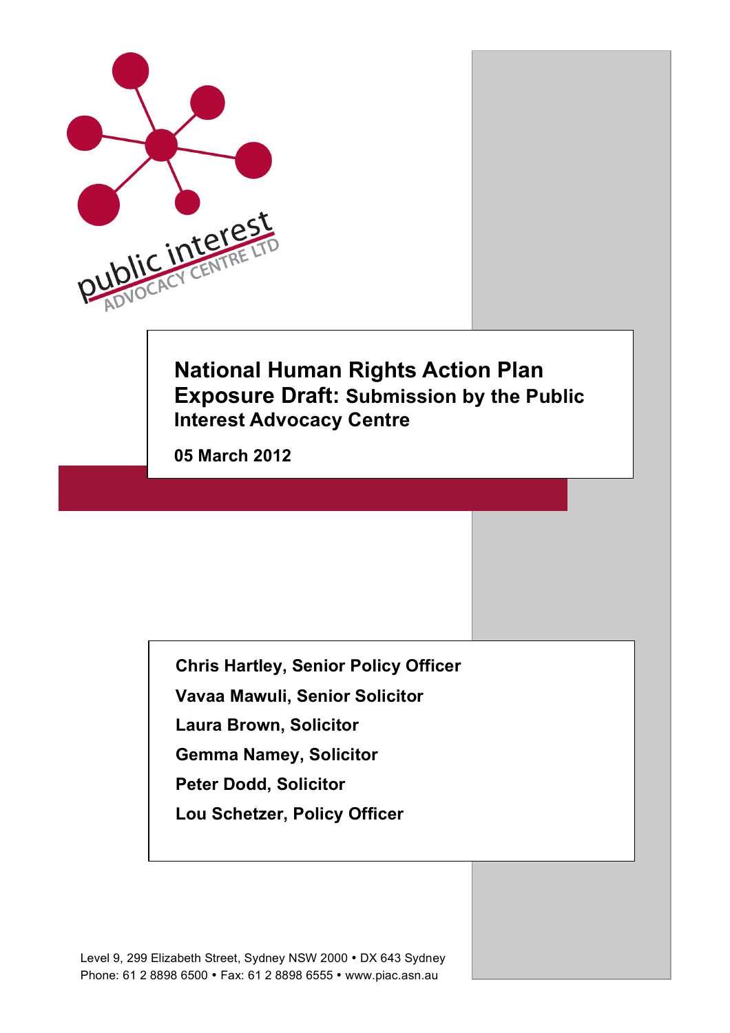public interest ADVOCACY CENTRE LTD

# National Human Rights Action Plan Exposure Draft: Submission by the Public Interest Advocacy Centre

**05 March 2012**

**Chris Hartley, Senior Policy Officer**

**Vavaa Mawuli, Senior Solicitor**

**Laura Brown, Solicitor**

**Gemma Namey, Solicitor**

**Peter Dodd, Solicitor**

**Lou Schetzer, Policy Officer**

Level 9, 299 Elizabeth Street, Sydney NSW 2000 • DX 643 Sydney
Phone: 61 2 8898 6500 • Fax: 61 2 8898 6555 • www.piac.asn.au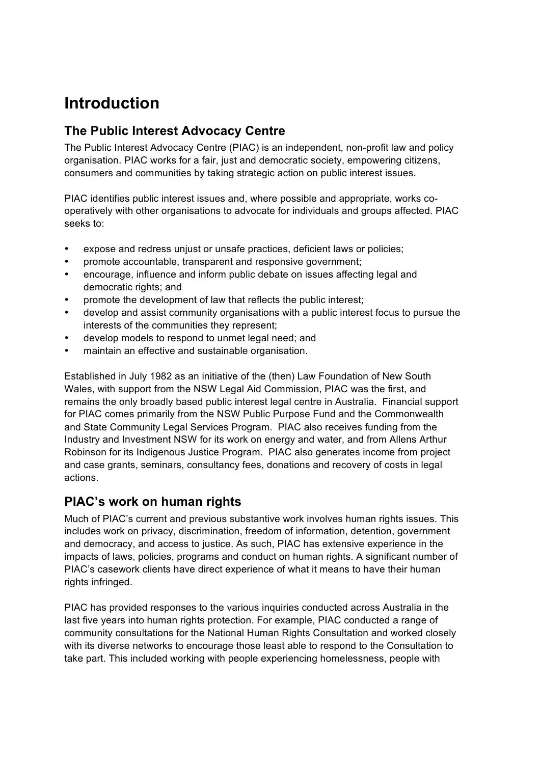# Introduction

## The Public Interest Advocacy Centre

The Public Interest Advocacy Centre (PIAC) is an independent, non-profit law and policy organisation. PIAC works for a fair, just and democratic society, empowering citizens, consumers and communities by taking strategic action on public interest issues.

PIAC identifies public interest issues and, where possible and appropriate, works co-operatively with other organisations to advocate for individuals and groups affected. PIAC seeks to:

- expose and redress unjust or unsafe practices, deficient laws or policies;
- promote accountable, transparent and responsive government;
- encourage, influence and inform public debate on issues affecting legal and democratic rights; and
- promote the development of law that reflects the public interest;
- develop and assist community organisations with a public interest focus to pursue the interests of the communities they represent;
- develop models to respond to unmet legal need; and
- maintain an effective and sustainable organisation.

Established in July 1982 as an initiative of the (then) Law Foundation of New South Wales, with support from the NSW Legal Aid Commission, PIAC was the first, and remains the only broadly based public interest legal centre in Australia. Financial support for PIAC comes primarily from the NSW Public Purpose Fund and the Commonwealth and State Community Legal Services Program. PIAC also receives funding from the Industry and Investment NSW for its work on energy and water, and from Allens Arthur Robinson for its Indigenous Justice Program. PIAC also generates income from project and case grants, seminars, consultancy fees, donations and recovery of costs in legal actions.

## PIAC's work on human rights

Much of PIAC's current and previous substantive work involves human rights issues. This includes work on privacy, discrimination, freedom of information, detention, government and democracy, and access to justice. As such, PIAC has extensive experience in the impacts of laws, policies, programs and conduct on human rights. A significant number of PIAC's casework clients have direct experience of what it means to have their human rights infringed.

PIAC has provided responses to the various inquiries conducted across Australia in the last five years into human rights protection. For example, PIAC conducted a range of community consultations for the National Human Rights Consultation and worked closely with its diverse networks to encourage those least able to respond to the Consultation to take part. This included working with people experiencing homelessness, people with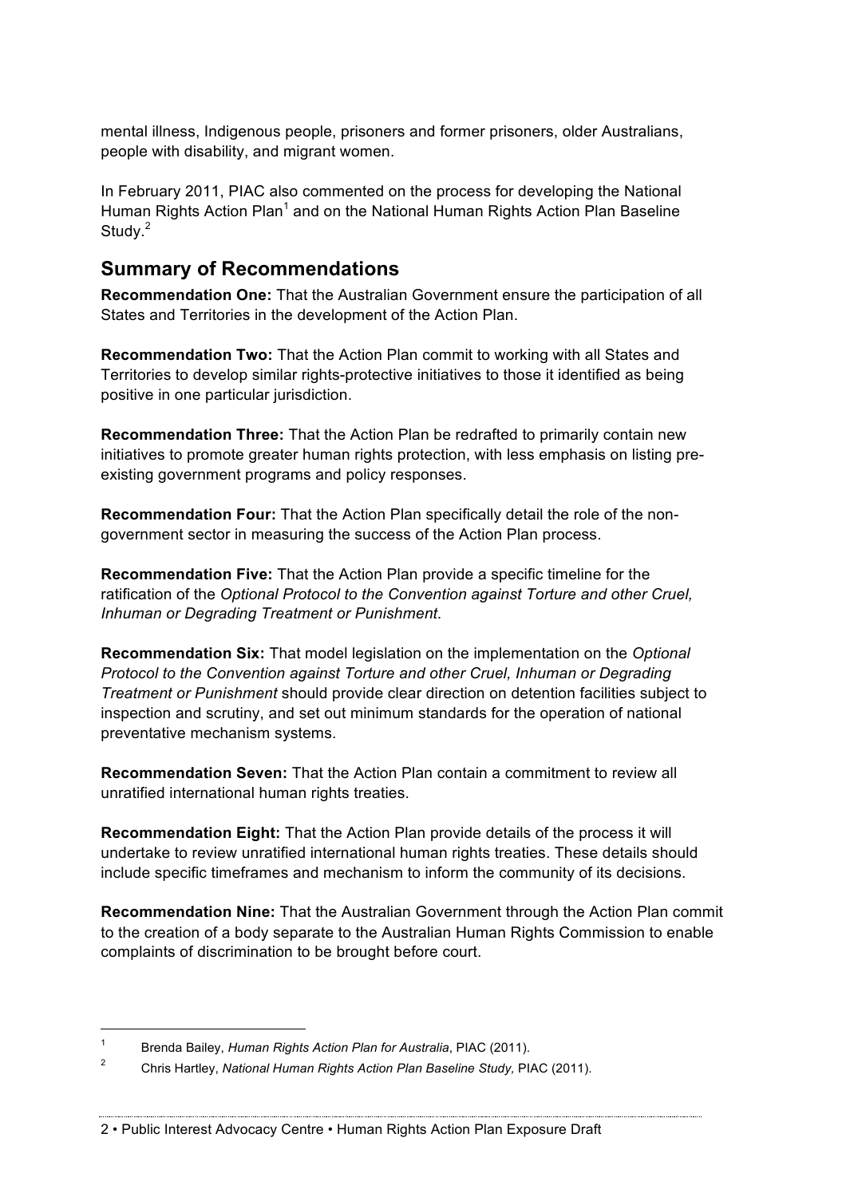mental illness, Indigenous people, prisoners and former prisoners, older Australians, people with disability, and migrant women.

In February 2011, PIAC also commented on the process for developing the National Human Rights Action Plan[1] and on the National Human Rights Action Plan Baseline Study.[2]

## Summary of Recommendations

**Recommendation One:** That the Australian Government ensure the participation of all States and Territories in the development of the Action Plan.

**Recommendation Two:** That the Action Plan commit to working with all States and Territories to develop similar rights-protective initiatives to those it identified as being positive in one particular jurisdiction.

**Recommendation Three:** That the Action Plan be redrafted to primarily contain new initiatives to promote greater human rights protection, with less emphasis on listing pre-existing government programs and policy responses.

**Recommendation Four:** That the Action Plan specifically detail the role of the non-government sector in measuring the success of the Action Plan process.

**Recommendation Five:** That the Action Plan provide a specific timeline for the ratification of the *Optional Protocol to the Convention against Torture and other Cruel, Inhuman or Degrading Treatment or Punishment*.

**Recommendation Six:** That model legislation on the implementation on the *Optional Protocol to the Convention against Torture and other Cruel, Inhuman or Degrading Treatment or Punishment* should provide clear direction on detention facilities subject to inspection and scrutiny, and set out minimum standards for the operation of national preventative mechanism systems.

**Recommendation Seven:** That the Action Plan contain a commitment to review all unratified international human rights treaties.

**Recommendation Eight:** That the Action Plan provide details of the process it will undertake to review unratified international human rights treaties. These details should include specific timeframes and mechanism to inform the community of its decisions.

**Recommendation Nine:** That the Australian Government through the Action Plan commit to the creation of a body separate to the Australian Human Rights Commission to enable complaints of discrimination to be brought before court.

---

[1] Brenda Bailey, *Human Rights Action Plan for Australia*, PIAC (2011).

[2] Chris Hartley, *National Human Rights Action Plan Baseline Study,* PIAC (2011).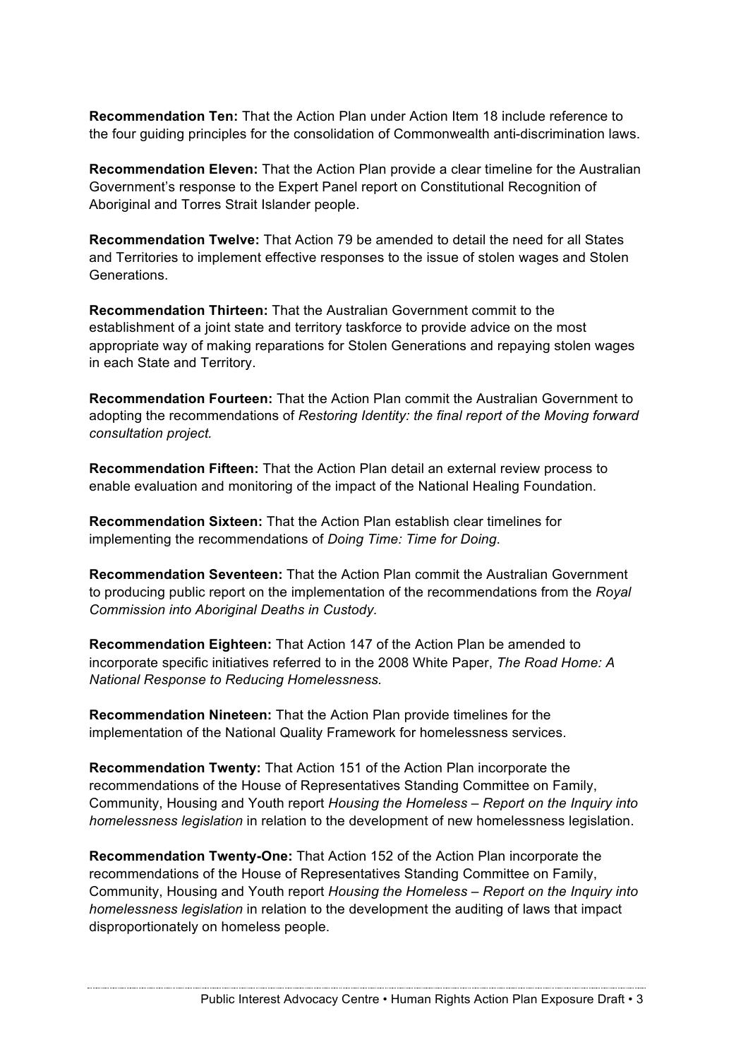**Recommendation Ten:** That the Action Plan under Action Item 18 include reference to the four guiding principles for the consolidation of Commonwealth anti-discrimination laws.

**Recommendation Eleven:** That the Action Plan provide a clear timeline for the Australian Government's response to the Expert Panel report on Constitutional Recognition of Aboriginal and Torres Strait Islander people.

**Recommendation Twelve:** That Action 79 be amended to detail the need for all States and Territories to implement effective responses to the issue of stolen wages and Stolen Generations.

**Recommendation Thirteen:** That the Australian Government commit to the establishment of a joint state and territory taskforce to provide advice on the most appropriate way of making reparations for Stolen Generations and repaying stolen wages in each State and Territory.

**Recommendation Fourteen:** That the Action Plan commit the Australian Government to adopting the recommendations of *Restoring Identity: the final report of the Moving forward consultation project.*

**Recommendation Fifteen:** That the Action Plan detail an external review process to enable evaluation and monitoring of the impact of the National Healing Foundation.

**Recommendation Sixteen:** That the Action Plan establish clear timelines for implementing the recommendations of *Doing Time: Time for Doing*.

**Recommendation Seventeen:** That the Action Plan commit the Australian Government to producing public report on the implementation of the recommendations from the *Royal Commission into Aboriginal Deaths in Custody.*

**Recommendation Eighteen:** That Action 147 of the Action Plan be amended to incorporate specific initiatives referred to in the 2008 White Paper, *The Road Home: A National Response to Reducing Homelessness.*

**Recommendation Nineteen:** That the Action Plan provide timelines for the implementation of the National Quality Framework for homelessness services.

**Recommendation Twenty:** That Action 151 of the Action Plan incorporate the recommendations of the House of Representatives Standing Committee on Family, Community, Housing and Youth report *Housing the Homeless – Report on the Inquiry into homelessness legislation* in relation to the development of new homelessness legislation.

**Recommendation Twenty-One:** That Action 152 of the Action Plan incorporate the recommendations of the House of Representatives Standing Committee on Family, Community, Housing and Youth report *Housing the Homeless – Report on the Inquiry into homelessness legislation* in relation to the development the auditing of laws that impact disproportionately on homeless people.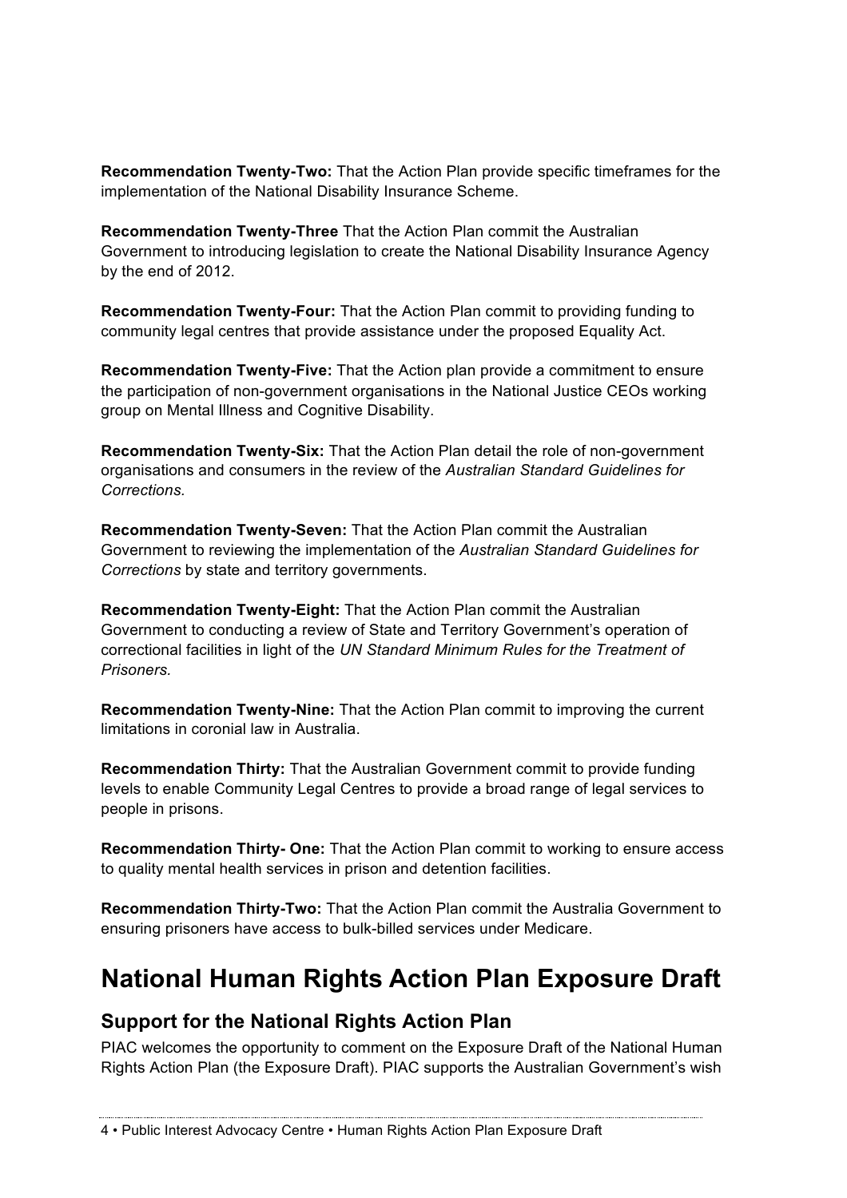**Recommendation Twenty-Two:** That the Action Plan provide specific timeframes for the implementation of the National Disability Insurance Scheme.

**Recommendation Twenty-Three** That the Action Plan commit the Australian Government to introducing legislation to create the National Disability Insurance Agency by the end of 2012.

**Recommendation Twenty-Four:** That the Action Plan commit to providing funding to community legal centres that provide assistance under the proposed Equality Act.

**Recommendation Twenty-Five:** That the Action plan provide a commitment to ensure the participation of non-government organisations in the National Justice CEOs working group on Mental Illness and Cognitive Disability.

**Recommendation Twenty-Six:** That the Action Plan detail the role of non-government organisations and consumers in the review of the *Australian Standard Guidelines for Corrections.*

**Recommendation Twenty-Seven:** That the Action Plan commit the Australian Government to reviewing the implementation of the *Australian Standard Guidelines for Corrections* by state and territory governments.

**Recommendation Twenty-Eight:** That the Action Plan commit the Australian Government to conducting a review of State and Territory Government's operation of correctional facilities in light of the *UN Standard Minimum Rules for the Treatment of Prisoners.*

**Recommendation Twenty-Nine:** That the Action Plan commit to improving the current limitations in coronial law in Australia.

**Recommendation Thirty:** That the Australian Government commit to provide funding levels to enable Community Legal Centres to provide a broad range of legal services to people in prisons.

**Recommendation Thirty- One:** That the Action Plan commit to working to ensure access to quality mental health services in prison and detention facilities.

**Recommendation Thirty-Two:** That the Action Plan commit the Australia Government to ensuring prisoners have access to bulk-billed services under Medicare.

# National Human Rights Action Plan Exposure Draft

## Support for the National Rights Action Plan

PIAC welcomes the opportunity to comment on the Exposure Draft of the National Human Rights Action Plan (the Exposure Draft). PIAC supports the Australian Government's wish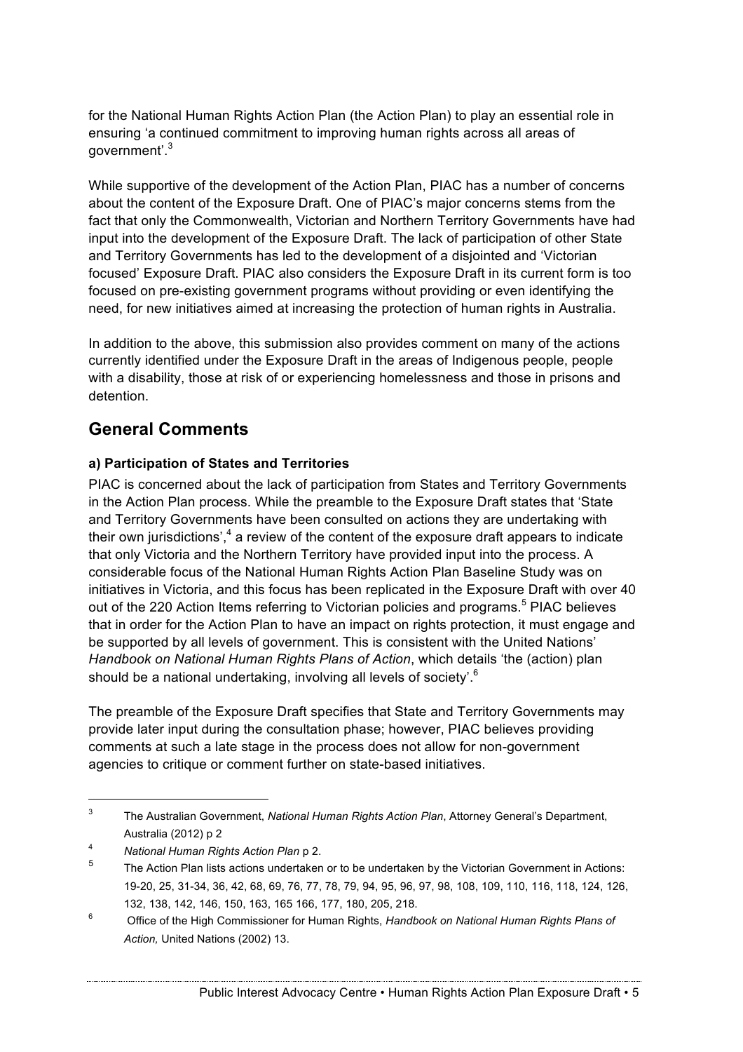for the National Human Rights Action Plan (the Action Plan) to play an essential role in ensuring 'a continued commitment to improving human rights across all areas of government'.[3]

While supportive of the development of the Action Plan, PIAC has a number of concerns about the content of the Exposure Draft. One of PIAC's major concerns stems from the fact that only the Commonwealth, Victorian and Northern Territory Governments have had input into the development of the Exposure Draft. The lack of participation of other State and Territory Governments has led to the development of a disjointed and 'Victorian focused' Exposure Draft. PIAC also considers the Exposure Draft in its current form is too focused on pre-existing government programs without providing or even identifying the need, for new initiatives aimed at increasing the protection of human rights in Australia.

In addition to the above, this submission also provides comment on many of the actions currently identified under the Exposure Draft in the areas of Indigenous people, people with a disability, those at risk of or experiencing homelessness and those in prisons and detention.

## General Comments

### a) Participation of States and Territories

PIAC is concerned about the lack of participation from States and Territory Governments in the Action Plan process. While the preamble to the Exposure Draft states that 'State and Territory Governments have been consulted on actions they are undertaking with their own jurisdictions',[4] a review of the content of the exposure draft appears to indicate that only Victoria and the Northern Territory have provided input into the process. A considerable focus of the National Human Rights Action Plan Baseline Study was on initiatives in Victoria, and this focus has been replicated in the Exposure Draft with over 40 out of the 220 Action Items referring to Victorian policies and programs.[5] PIAC believes that in order for the Action Plan to have an impact on rights protection, it must engage and be supported by all levels of government. This is consistent with the United Nations' *Handbook on National Human Rights Plans of Action*, which details 'the (action) plan should be a national undertaking, involving all levels of society'.[6]

The preamble of the Exposure Draft specifies that State and Territory Governments may provide later input during the consultation phase; however, PIAC believes providing comments at such a late stage in the process does not allow for non-government agencies to critique or comment further on state-based initiatives.

---

[3] The Australian Government, *National Human Rights Action Plan*, Attorney General's Department, Australia (2012) p 2

[4] *National Human Rights Action Plan* p 2.

[5] The Action Plan lists actions undertaken or to be undertaken by the Victorian Government in Actions: 19-20, 25, 31-34, 36, 42, 68, 69, 76, 77, 78, 79, 94, 95, 96, 97, 98, 108, 109, 110, 116, 118, 124, 126, 132, 138, 142, 146, 150, 163, 165 166, 177, 180, 205, 218.

[6] Office of the High Commissioner for Human Rights, *Handbook on National Human Rights Plans of Action,* United Nations (2002) 13.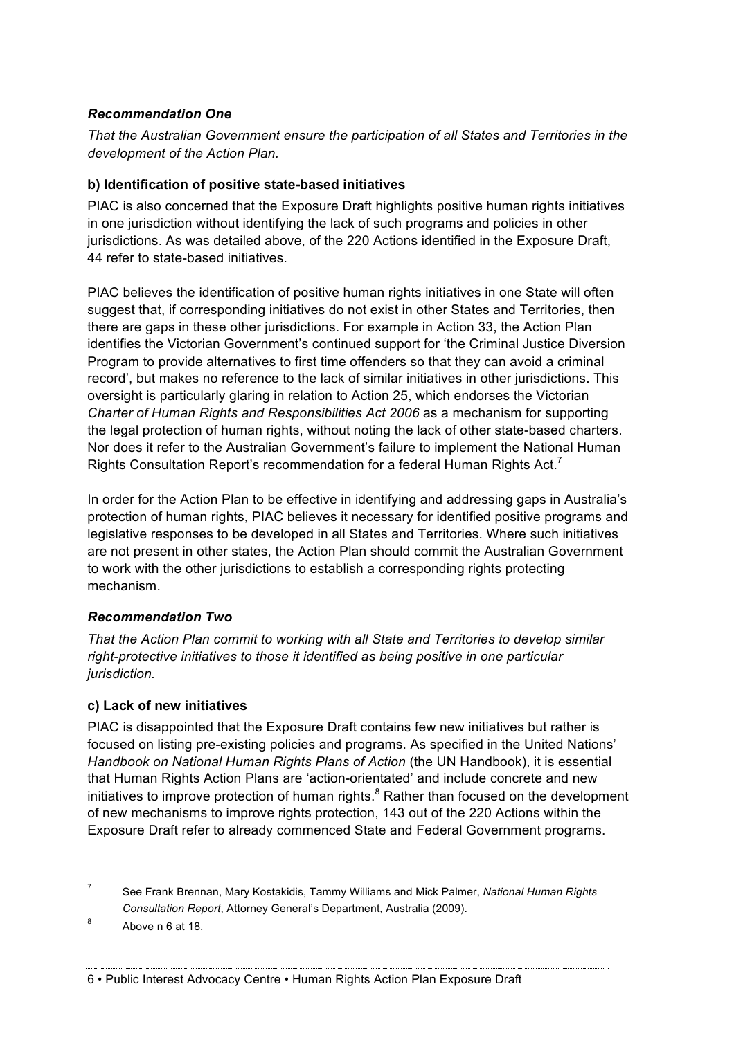***Recommendation One***

*That the Australian Government ensure the participation of all States and Territories in the development of the Action Plan.*

### b) Identification of positive state-based initiatives

PIAC is also concerned that the Exposure Draft highlights positive human rights initiatives in one jurisdiction without identifying the lack of such programs and policies in other jurisdictions. As was detailed above, of the 220 Actions identified in the Exposure Draft, 44 refer to state-based initiatives.

PIAC believes the identification of positive human rights initiatives in one State will often suggest that, if corresponding initiatives do not exist in other States and Territories, then there are gaps in these other jurisdictions. For example in Action 33, the Action Plan identifies the Victorian Government's continued support for 'the Criminal Justice Diversion Program to provide alternatives to first time offenders so that they can avoid a criminal record', but makes no reference to the lack of similar initiatives in other jurisdictions. This oversight is particularly glaring in relation to Action 25, which endorses the Victorian *Charter of Human Rights and Responsibilities Act 2006* as a mechanism for supporting the legal protection of human rights, without noting the lack of other state-based charters. Nor does it refer to the Australian Government's failure to implement the National Human Rights Consultation Report's recommendation for a federal Human Rights Act.[7]

In order for the Action Plan to be effective in identifying and addressing gaps in Australia's protection of human rights, PIAC believes it necessary for identified positive programs and legislative responses to be developed in all States and Territories. Where such initiatives are not present in other states, the Action Plan should commit the Australian Government to work with the other jurisdictions to establish a corresponding rights protecting mechanism.

***Recommendation Two***

*That the Action Plan commit to working with all State and Territories to develop similar right-protective initiatives to those it identified as being positive in one particular jurisdiction.*

### c) Lack of new initiatives

PIAC is disappointed that the Exposure Draft contains few new initiatives but rather is focused on listing pre-existing policies and programs. As specified in the United Nations' *Handbook on National Human Rights Plans of Action* (the UN Handbook), it is essential that Human Rights Action Plans are 'action-orientated' and include concrete and new initiatives to improve protection of human rights.[8] Rather than focused on the development of new mechanisms to improve rights protection, 143 out of the 220 Actions within the Exposure Draft refer to already commenced State and Federal Government programs.

---

[7] See Frank Brennan, Mary Kostakidis, Tammy Williams and Mick Palmer, *National Human Rights Consultation Report*, Attorney General's Department, Australia (2009).

[8] Above n 6 at 18.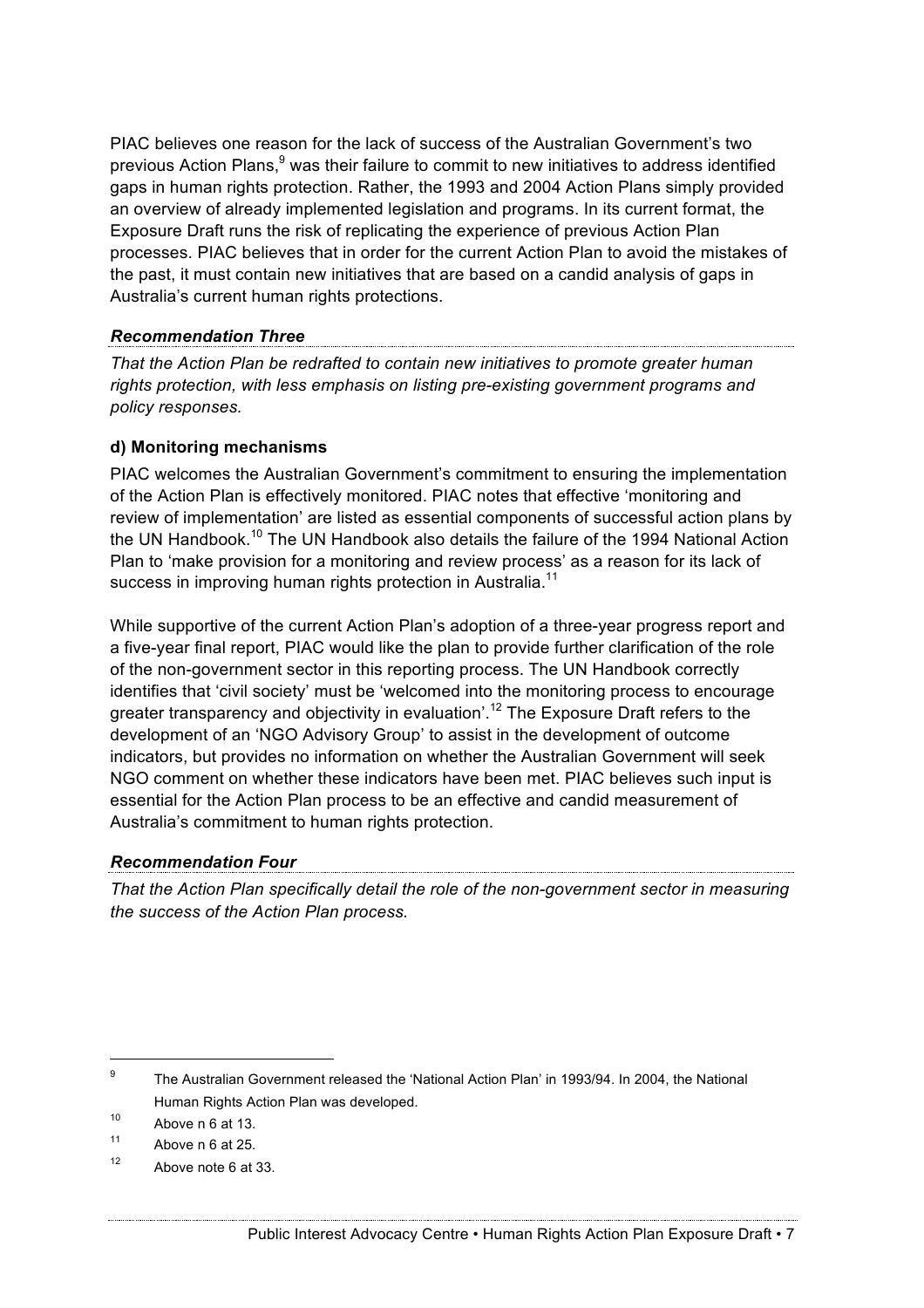PIAC believes one reason for the lack of success of the Australian Government's two previous Action Plans,[9] was their failure to commit to new initiatives to address identified gaps in human rights protection. Rather, the 1993 and 2004 Action Plans simply provided an overview of already implemented legislation and programs. In its current format, the Exposure Draft runs the risk of replicating the experience of previous Action Plan processes. PIAC believes that in order for the current Action Plan to avoid the mistakes of the past, it must contain new initiatives that are based on a candid analysis of gaps in Australia's current human rights protections.

***Recommendation Three***

*That the Action Plan be redrafted to contain new initiatives to promote greater human rights protection, with less emphasis on listing pre-existing government programs and policy responses.*

**d) Monitoring mechanisms**

PIAC welcomes the Australian Government's commitment to ensuring the implementation of the Action Plan is effectively monitored. PIAC notes that effective 'monitoring and review of implementation' are listed as essential components of successful action plans by the UN Handbook.[10] The UN Handbook also details the failure of the 1994 National Action Plan to 'make provision for a monitoring and review process' as a reason for its lack of success in improving human rights protection in Australia.[11]

While supportive of the current Action Plan's adoption of a three-year progress report and a five-year final report, PIAC would like the plan to provide further clarification of the role of the non-government sector in this reporting process. The UN Handbook correctly identifies that 'civil society' must be 'welcomed into the monitoring process to encourage greater transparency and objectivity in evaluation'.[12] The Exposure Draft refers to the development of an 'NGO Advisory Group' to assist in the development of outcome indicators, but provides no information on whether the Australian Government will seek NGO comment on whether these indicators have been met. PIAC believes such input is essential for the Action Plan process to be an effective and candid measurement of Australia's commitment to human rights protection.

***Recommendation Four***

*That the Action Plan specifically detail the role of the non-government sector in measuring the success of the Action Plan process.*

---

[9] The Australian Government released the 'National Action Plan' in 1993/94. In 2004, the National Human Rights Action Plan was developed.

[10] Above n 6 at 13.

[11] Above n 6 at 25.

[12] Above note 6 at 33.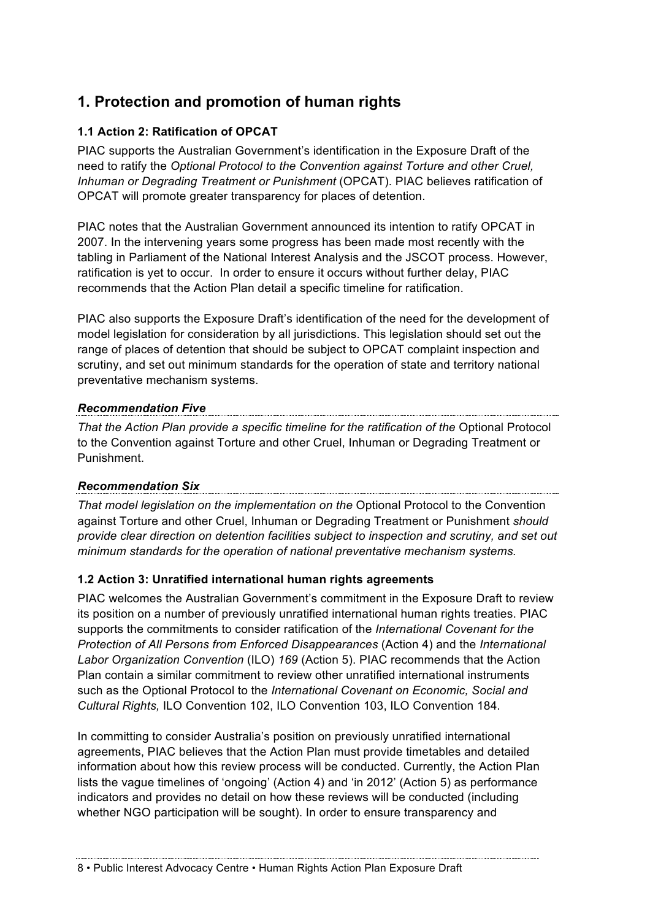## 1. Protection and promotion of human rights

### 1.1 Action 2: Ratification of OPCAT

PIAC supports the Australian Government's identification in the Exposure Draft of the need to ratify the *Optional Protocol to the Convention against Torture and other Cruel, Inhuman or Degrading Treatment or Punishment* (OPCAT). PIAC believes ratification of OPCAT will promote greater transparency for places of detention.

PIAC notes that the Australian Government announced its intention to ratify OPCAT in 2007. In the intervening years some progress has been made most recently with the tabling in Parliament of the National Interest Analysis and the JSCOT process. However, ratification is yet to occur. In order to ensure it occurs without further delay, PIAC recommends that the Action Plan detail a specific timeline for ratification.

PIAC also supports the Exposure Draft's identification of the need for the development of model legislation for consideration by all jurisdictions. This legislation should set out the range of places of detention that should be subject to OPCAT complaint inspection and scrutiny, and set out minimum standards for the operation of state and territory national preventative mechanism systems.

***Recommendation Five***

*That the Action Plan provide a specific timeline for the ratification of the* Optional Protocol to the Convention against Torture and other Cruel, Inhuman or Degrading Treatment or Punishment.

***Recommendation Six***

*That model legislation on the implementation on the* Optional Protocol to the Convention against Torture and other Cruel, Inhuman or Degrading Treatment or Punishment *should provide clear direction on detention facilities subject to inspection and scrutiny, and set out minimum standards for the operation of national preventative mechanism systems.*

### 1.2 Action 3: Unratified international human rights agreements

PIAC welcomes the Australian Government's commitment in the Exposure Draft to review its position on a number of previously unratified international human rights treaties. PIAC supports the commitments to consider ratification of the *International Covenant for the Protection of All Persons from Enforced Disappearances* (Action 4) and the *International Labor Organization Convention* (ILO) *169* (Action 5). PIAC recommends that the Action Plan contain a similar commitment to review other unratified international instruments such as the Optional Protocol to the *International Covenant on Economic, Social and Cultural Rights,* ILO Convention 102, ILO Convention 103, ILO Convention 184.

In committing to consider Australia's position on previously unratified international agreements, PIAC believes that the Action Plan must provide timetables and detailed information about how this review process will be conducted. Currently, the Action Plan lists the vague timelines of 'ongoing' (Action 4) and 'in 2012' (Action 5) as performance indicators and provides no detail on how these reviews will be conducted (including whether NGO participation will be sought). In order to ensure transparency and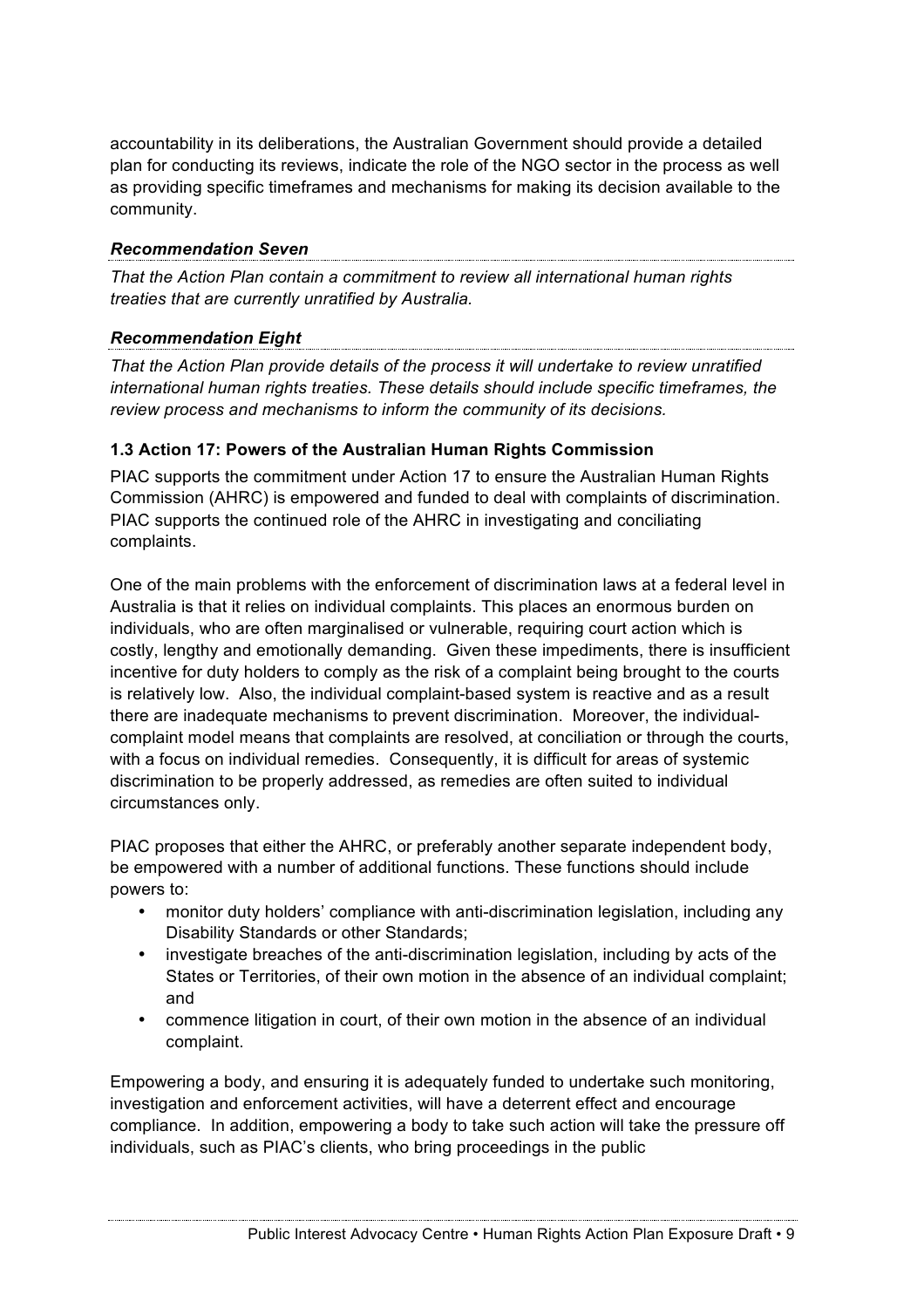accountability in its deliberations, the Australian Government should provide a detailed plan for conducting its reviews, indicate the role of the NGO sector in the process as well as providing specific timeframes and mechanisms for making its decision available to the community.

***Recommendation Seven***

*That the Action Plan contain a commitment to review all international human rights treaties that are currently unratified by Australia.*

***Recommendation Eight***

*That the Action Plan provide details of the process it will undertake to review unratified international human rights treaties. These details should include specific timeframes, the review process and mechanisms to inform the community of its decisions.*

### 1.3 Action 17: Powers of the Australian Human Rights Commission

PIAC supports the commitment under Action 17 to ensure the Australian Human Rights Commission (AHRC) is empowered and funded to deal with complaints of discrimination. PIAC supports the continued role of the AHRC in investigating and conciliating complaints.

One of the main problems with the enforcement of discrimination laws at a federal level in Australia is that it relies on individual complaints. This places an enormous burden on individuals, who are often marginalised or vulnerable, requiring court action which is costly, lengthy and emotionally demanding. Given these impediments, there is insufficient incentive for duty holders to comply as the risk of a complaint being brought to the courts is relatively low. Also, the individual complaint-based system is reactive and as a result there are inadequate mechanisms to prevent discrimination. Moreover, the individual-complaint model means that complaints are resolved, at conciliation or through the courts, with a focus on individual remedies. Consequently, it is difficult for areas of systemic discrimination to be properly addressed, as remedies are often suited to individual circumstances only.

PIAC proposes that either the AHRC, or preferably another separate independent body, be empowered with a number of additional functions. These functions should include powers to:

- monitor duty holders' compliance with anti-discrimination legislation, including any Disability Standards or other Standards;
- investigate breaches of the anti-discrimination legislation, including by acts of the States or Territories, of their own motion in the absence of an individual complaint; and
- commence litigation in court, of their own motion in the absence of an individual complaint.

Empowering a body, and ensuring it is adequately funded to undertake such monitoring, investigation and enforcement activities, will have a deterrent effect and encourage compliance. In addition, empowering a body to take such action will take the pressure off individuals, such as PIAC's clients, who bring proceedings in the public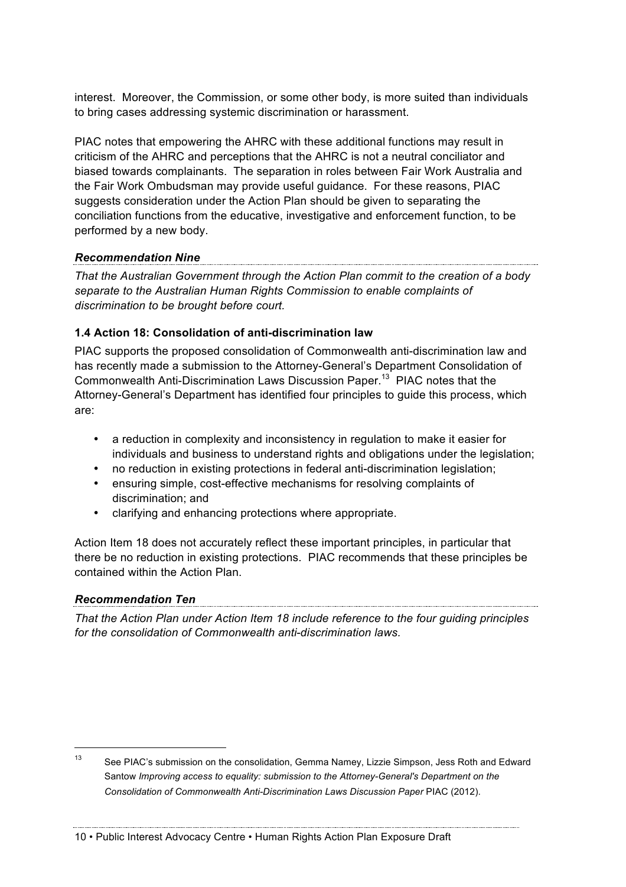interest. Moreover, the Commission, or some other body, is more suited than individuals to bring cases addressing systemic discrimination or harassment.

PIAC notes that empowering the AHRC with these additional functions may result in criticism of the AHRC and perceptions that the AHRC is not a neutral conciliator and biased towards complainants. The separation in roles between Fair Work Australia and the Fair Work Ombudsman may provide useful guidance. For these reasons, PIAC suggests consideration under the Action Plan should be given to separating the conciliation functions from the educative, investigative and enforcement function, to be performed by a new body.

***Recommendation Nine***

*That the Australian Government through the Action Plan commit to the creation of a body separate to the Australian Human Rights Commission to enable complaints of discrimination to be brought before court.*

### 1.4 Action 18: Consolidation of anti-discrimination law

PIAC supports the proposed consolidation of Commonwealth anti-discrimination law and has recently made a submission to the Attorney-General's Department Consolidation of Commonwealth Anti-Discrimination Laws Discussion Paper.[13] PIAC notes that the Attorney-General's Department has identified four principles to guide this process, which are:

- a reduction in complexity and inconsistency in regulation to make it easier for individuals and business to understand rights and obligations under the legislation;
- no reduction in existing protections in federal anti-discrimination legislation;
- ensuring simple, cost-effective mechanisms for resolving complaints of discrimination; and
- clarifying and enhancing protections where appropriate.

Action Item 18 does not accurately reflect these important principles, in particular that there be no reduction in existing protections. PIAC recommends that these principles be contained within the Action Plan.

***Recommendation Ten***

*That the Action Plan under Action Item 18 include reference to the four guiding principles for the consolidation of Commonwealth anti-discrimination laws.*

---

[13] See PIAC's submission on the consolidation, Gemma Namey, Lizzie Simpson, Jess Roth and Edward Santow *Improving access to equality: submission to the Attorney-General's Department on the Consolidation of Commonwealth Anti-Discrimination Laws Discussion Paper* PIAC (2012).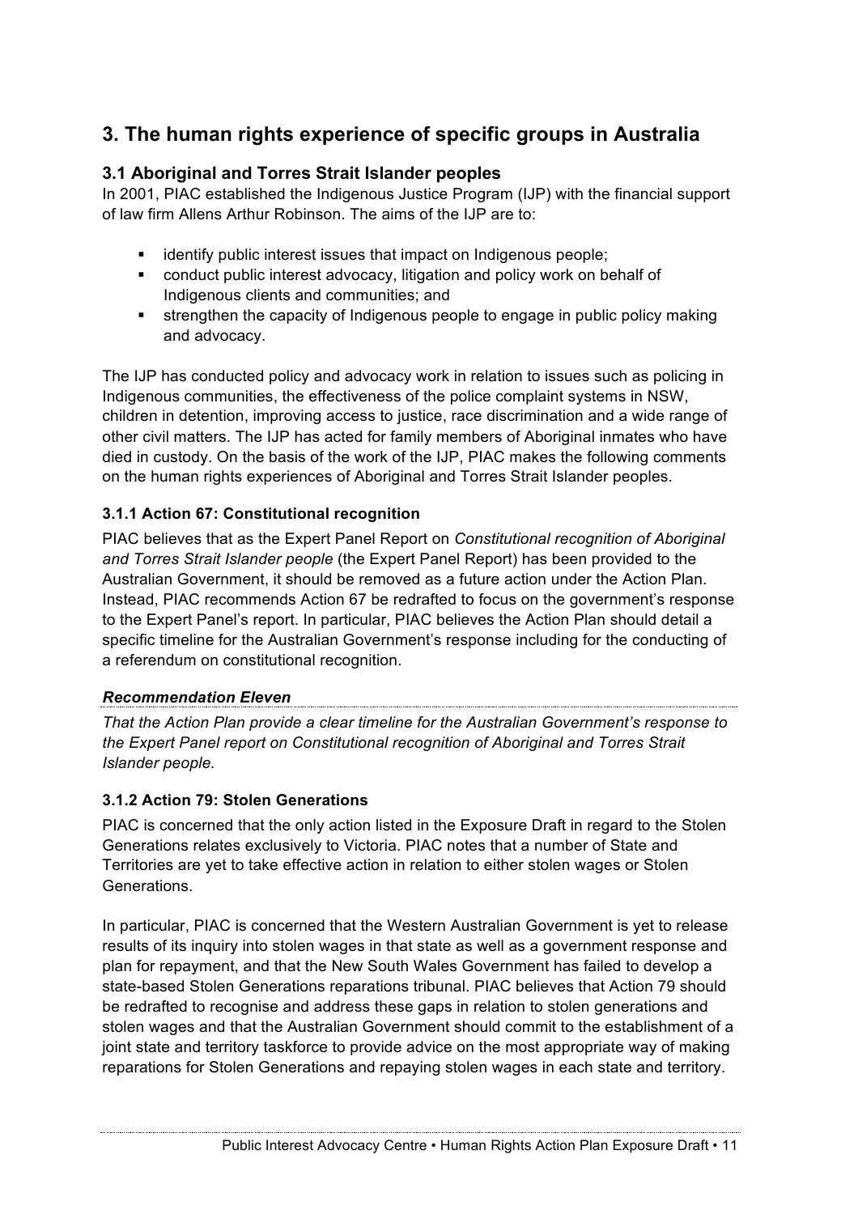## 3. The human rights experience of specific groups in Australia

### 3.1 Aboriginal and Torres Strait Islander peoples

In 2001, PIAC established the Indigenous Justice Program (IJP) with the financial support of law firm Allens Arthur Robinson. The aims of the IJP are to:

- identify public interest issues that impact on Indigenous people;
- conduct public interest advocacy, litigation and policy work on behalf of Indigenous clients and communities; and
- strengthen the capacity of Indigenous people to engage in public policy making and advocacy.

The IJP has conducted policy and advocacy work in relation to issues such as policing in Indigenous communities, the effectiveness of the police complaint systems in NSW, children in detention, improving access to justice, race discrimination and a wide range of other civil matters. The IJP has acted for family members of Aboriginal inmates who have died in custody. On the basis of the work of the IJP, PIAC makes the following comments on the human rights experiences of Aboriginal and Torres Strait Islander peoples.

#### 3.1.1 Action 67: Constitutional recognition

PIAC believes that as the Expert Panel Report on *Constitutional recognition of Aboriginal and Torres Strait Islander people* (the Expert Panel Report) has been provided to the Australian Government, it should be removed as a future action under the Action Plan. Instead, PIAC recommends Action 67 be redrafted to focus on the government's response to the Expert Panel's report. In particular, PIAC believes the Action Plan should detail a specific timeline for the Australian Government's response including for the conducting of a referendum on constitutional recognition.

***Recommendation Eleven***

*That the Action Plan provide a clear timeline for the Australian Government's response to the Expert Panel report on Constitutional recognition of Aboriginal and Torres Strait Islander people.*

#### 3.1.2 Action 79: Stolen Generations

PIAC is concerned that the only action listed in the Exposure Draft in regard to the Stolen Generations relates exclusively to Victoria. PIAC notes that a number of State and Territories are yet to take effective action in relation to either stolen wages or Stolen Generations.

In particular, PIAC is concerned that the Western Australian Government is yet to release results of its inquiry into stolen wages in that state as well as a government response and plan for repayment, and that the New South Wales Government has failed to develop a state-based Stolen Generations reparations tribunal. PIAC believes that Action 79 should be redrafted to recognise and address these gaps in relation to stolen generations and stolen wages and that the Australian Government should commit to the establishment of a joint state and territory taskforce to provide advice on the most appropriate way of making reparations for Stolen Generations and repaying stolen wages in each state and territory.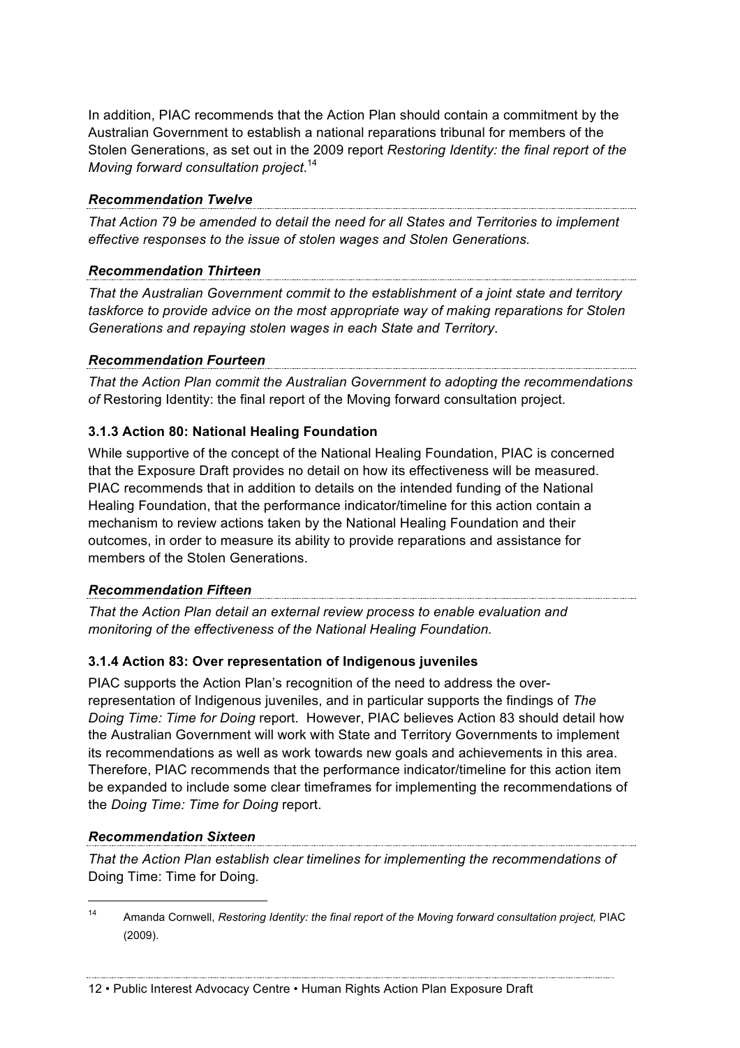In addition, PIAC recommends that the Action Plan should contain a commitment by the Australian Government to establish a national reparations tribunal for members of the Stolen Generations, as set out in the 2009 report *Restoring Identity: the final report of the Moving forward consultation project*.[14]

***Recommendation Twelve***

*That Action 79 be amended to detail the need for all States and Territories to implement effective responses to the issue of stolen wages and Stolen Generations.*

***Recommendation Thirteen***

*That the Australian Government commit to the establishment of a joint state and territory taskforce to provide advice on the most appropriate way of making reparations for Stolen Generations and repaying stolen wages in each State and Territory*.

***Recommendation Fourteen***

*That the Action Plan commit the Australian Government to adopting the recommendations of* Restoring Identity: the final report of the Moving forward consultation project.

### 3.1.3 Action 80: National Healing Foundation

While supportive of the concept of the National Healing Foundation, PIAC is concerned that the Exposure Draft provides no detail on how its effectiveness will be measured. PIAC recommends that in addition to details on the intended funding of the National Healing Foundation, that the performance indicator/timeline for this action contain a mechanism to review actions taken by the National Healing Foundation and their outcomes, in order to measure its ability to provide reparations and assistance for members of the Stolen Generations.

***Recommendation Fifteen***

*That the Action Plan detail an external review process to enable evaluation and monitoring of the effectiveness of the National Healing Foundation.*

### 3.1.4 Action 83: Over representation of Indigenous juveniles

PIAC supports the Action Plan's recognition of the need to address the over-representation of Indigenous juveniles, and in particular supports the findings of *The Doing Time: Time for Doing* report. However, PIAC believes Action 83 should detail how the Australian Government will work with State and Territory Governments to implement its recommendations as well as work towards new goals and achievements in this area. Therefore, PIAC recommends that the performance indicator/timeline for this action item be expanded to include some clear timeframes for implementing the recommendations of the *Doing Time: Time for Doing* report.

***Recommendation Sixteen***

*That the Action Plan establish clear timelines for implementing the recommendations of* Doing Time: Time for Doing*.*

---

[14] Amanda Cornwell, *Restoring Identity: the final report of the Moving forward consultation project,* PIAC (2009).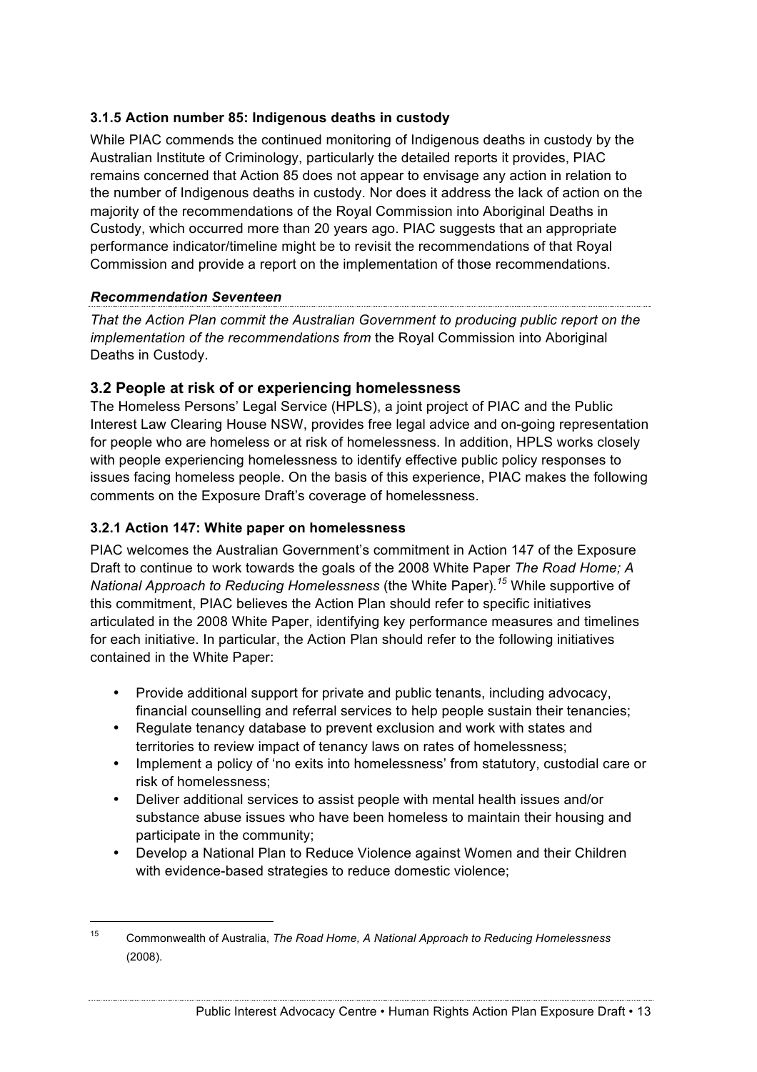### 3.1.5 Action number 85: Indigenous deaths in custody

While PIAC commends the continued monitoring of Indigenous deaths in custody by the Australian Institute of Criminology, particularly the detailed reports it provides, PIAC remains concerned that Action 85 does not appear to envisage any action in relation to the number of Indigenous deaths in custody. Nor does it address the lack of action on the majority of the recommendations of the Royal Commission into Aboriginal Deaths in Custody, which occurred more than 20 years ago. PIAC suggests that an appropriate performance indicator/timeline might be to revisit the recommendations of that Royal Commission and provide a report on the implementation of those recommendations.

***Recommendation Seventeen***

*That the Action Plan commit the Australian Government to producing public report on the implementation of the recommendations from* the Royal Commission into Aboriginal Deaths in Custody.

## 3.2 People at risk of or experiencing homelessness

The Homeless Persons' Legal Service (HPLS), a joint project of PIAC and the Public Interest Law Clearing House NSW, provides free legal advice and on-going representation for people who are homeless or at risk of homelessness. In addition, HPLS works closely with people experiencing homelessness to identify effective public policy responses to issues facing homeless people. On the basis of this experience, PIAC makes the following comments on the Exposure Draft's coverage of homelessness.

### 3.2.1 Action 147: White paper on homelessness

PIAC welcomes the Australian Government's commitment in Action 147 of the Exposure Draft to continue to work towards the goals of the 2008 White Paper *The Road Home; A National Approach to Reducing Homelessness* (the White Paper).[15] While supportive of this commitment, PIAC believes the Action Plan should refer to specific initiatives articulated in the 2008 White Paper, identifying key performance measures and timelines for each initiative. In particular, the Action Plan should refer to the following initiatives contained in the White Paper:

- Provide additional support for private and public tenants, including advocacy, financial counselling and referral services to help people sustain their tenancies;
- Regulate tenancy database to prevent exclusion and work with states and territories to review impact of tenancy laws on rates of homelessness;
- Implement a policy of 'no exits into homelessness' from statutory, custodial care or risk of homelessness;
- Deliver additional services to assist people with mental health issues and/or substance abuse issues who have been homeless to maintain their housing and participate in the community;
- Develop a National Plan to Reduce Violence against Women and their Children with evidence-based strategies to reduce domestic violence;

---

[15] Commonwealth of Australia, *The Road Home, A National Approach to Reducing Homelessness* (2008).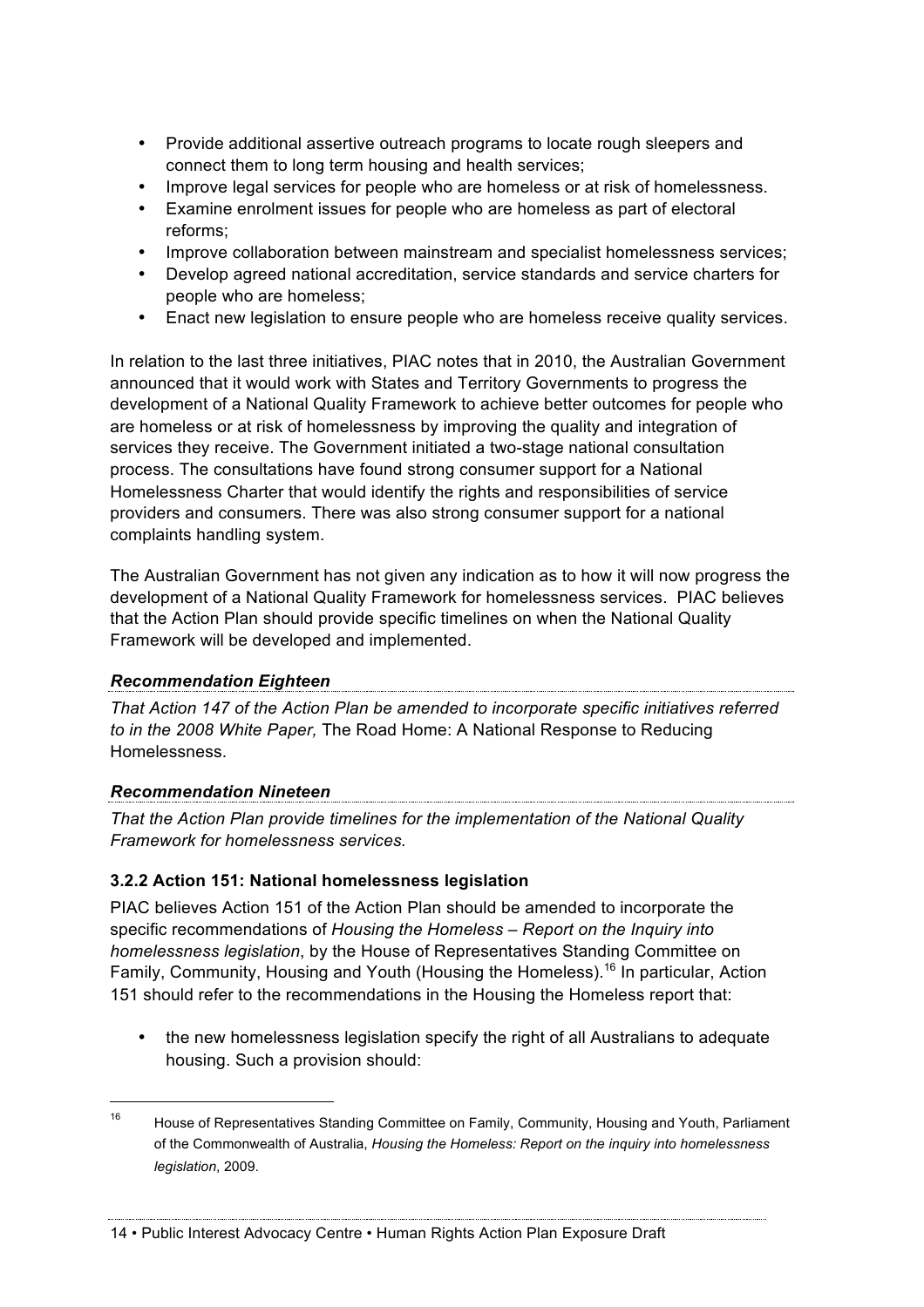- Provide additional assertive outreach programs to locate rough sleepers and connect them to long term housing and health services;
- Improve legal services for people who are homeless or at risk of homelessness.
- Examine enrolment issues for people who are homeless as part of electoral reforms;
- Improve collaboration between mainstream and specialist homelessness services;
- Develop agreed national accreditation, service standards and service charters for people who are homeless;
- Enact new legislation to ensure people who are homeless receive quality services.

In relation to the last three initiatives, PIAC notes that in 2010, the Australian Government announced that it would work with States and Territory Governments to progress the development of a National Quality Framework to achieve better outcomes for people who are homeless or at risk of homelessness by improving the quality and integration of services they receive. The Government initiated a two-stage national consultation process. The consultations have found strong consumer support for a National Homelessness Charter that would identify the rights and responsibilities of service providers and consumers. There was also strong consumer support for a national complaints handling system.

The Australian Government has not given any indication as to how it will now progress the development of a National Quality Framework for homelessness services. PIAC believes that the Action Plan should provide specific timelines on when the National Quality Framework will be developed and implemented.

***Recommendation Eighteen***

*That Action 147 of the Action Plan be amended to incorporate specific initiatives referred to in the 2008 White Paper,* The Road Home: A National Response to Reducing Homelessness.

***Recommendation Nineteen***

*That the Action Plan provide timelines for the implementation of the National Quality Framework for homelessness services.*

### 3.2.2 Action 151: National homelessness legislation

PIAC believes Action 151 of the Action Plan should be amended to incorporate the specific recommendations of *Housing the Homeless – Report on the Inquiry into homelessness legislation*, by the House of Representatives Standing Committee on Family, Community, Housing and Youth (Housing the Homeless).[16] In particular, Action 151 should refer to the recommendations in the Housing the Homeless report that:

- the new homelessness legislation specify the right of all Australians to adequate housing. Such a provision should:

---

[16] House of Representatives Standing Committee on Family, Community, Housing and Youth, Parliament of the Commonwealth of Australia, *Housing the Homeless: Report on the inquiry into homelessness legislation*, 2009.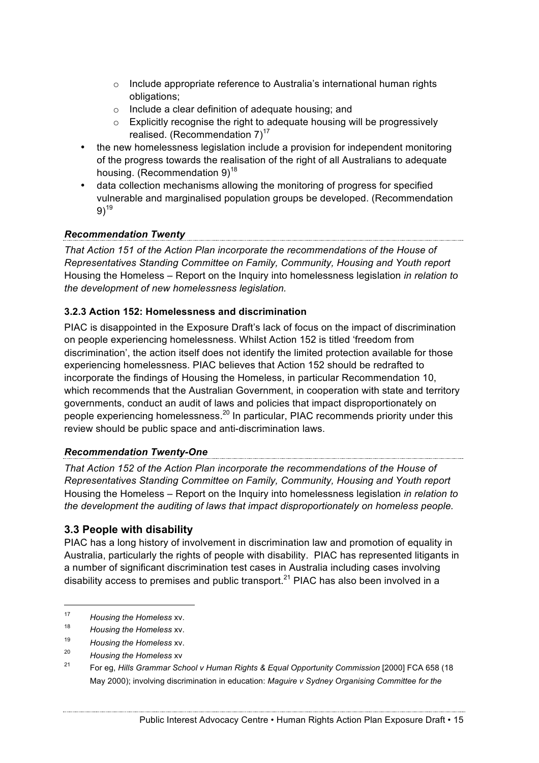- Include appropriate reference to Australia's international human rights obligations;
  - Include a clear definition of adequate housing; and
  - Explicitly recognise the right to adequate housing will be progressively realised. (Recommendation 7)[17]
- the new homelessness legislation include a provision for independent monitoring of the progress towards the realisation of the right of all Australians to adequate housing. (Recommendation 9)[18]
- data collection mechanisms allowing the monitoring of progress for specified vulnerable and marginalised population groups be developed. (Recommendation 9)[19]

#### *Recommendation Twenty*

*That Action 151 of the Action Plan incorporate the recommendations of the House of Representatives Standing Committee on Family, Community, Housing and Youth report* Housing the Homeless – Report on the Inquiry into homelessness legislation *in relation to the development of new homelessness legislation.*

### 3.2.3 Action 152: Homelessness and discrimination

PIAC is disappointed in the Exposure Draft's lack of focus on the impact of discrimination on people experiencing homelessness. Whilst Action 152 is titled 'freedom from discrimination', the action itself does not identify the limited protection available for those experiencing homelessness. PIAC believes that Action 152 should be redrafted to incorporate the findings of Housing the Homeless, in particular Recommendation 10, which recommends that the Australian Government, in cooperation with state and territory governments, conduct an audit of laws and policies that impact disproportionately on people experiencing homelessness.[20] In particular, PIAC recommends priority under this review should be public space and anti-discrimination laws.

#### *Recommendation Twenty-One*

*That Action 152 of the Action Plan incorporate the recommendations of the House of Representatives Standing Committee on Family, Community, Housing and Youth report* Housing the Homeless – Report on the Inquiry into homelessness legislation *in relation to the development the auditing of laws that impact disproportionately on homeless people.*

## 3.3 People with disability

PIAC has a long history of involvement in discrimination law and promotion of equality in Australia, particularly the rights of people with disability. PIAC has represented litigants in a number of significant discrimination test cases in Australia including cases involving disability access to premises and public transport.[21] PIAC has also been involved in a

---

[17] *Housing the Homeless* xv.

[18] *Housing the Homeless* xv.

[19] *Housing the Homeless* xv.

[20] *Housing the Homeless* xv

[21] For eg, *Hills Grammar School v Human Rights & Equal Opportunity Commission* [2000] FCA 658 (18 May 2000); involving discrimination in education: *Maguire v Sydney Organising Committee for the*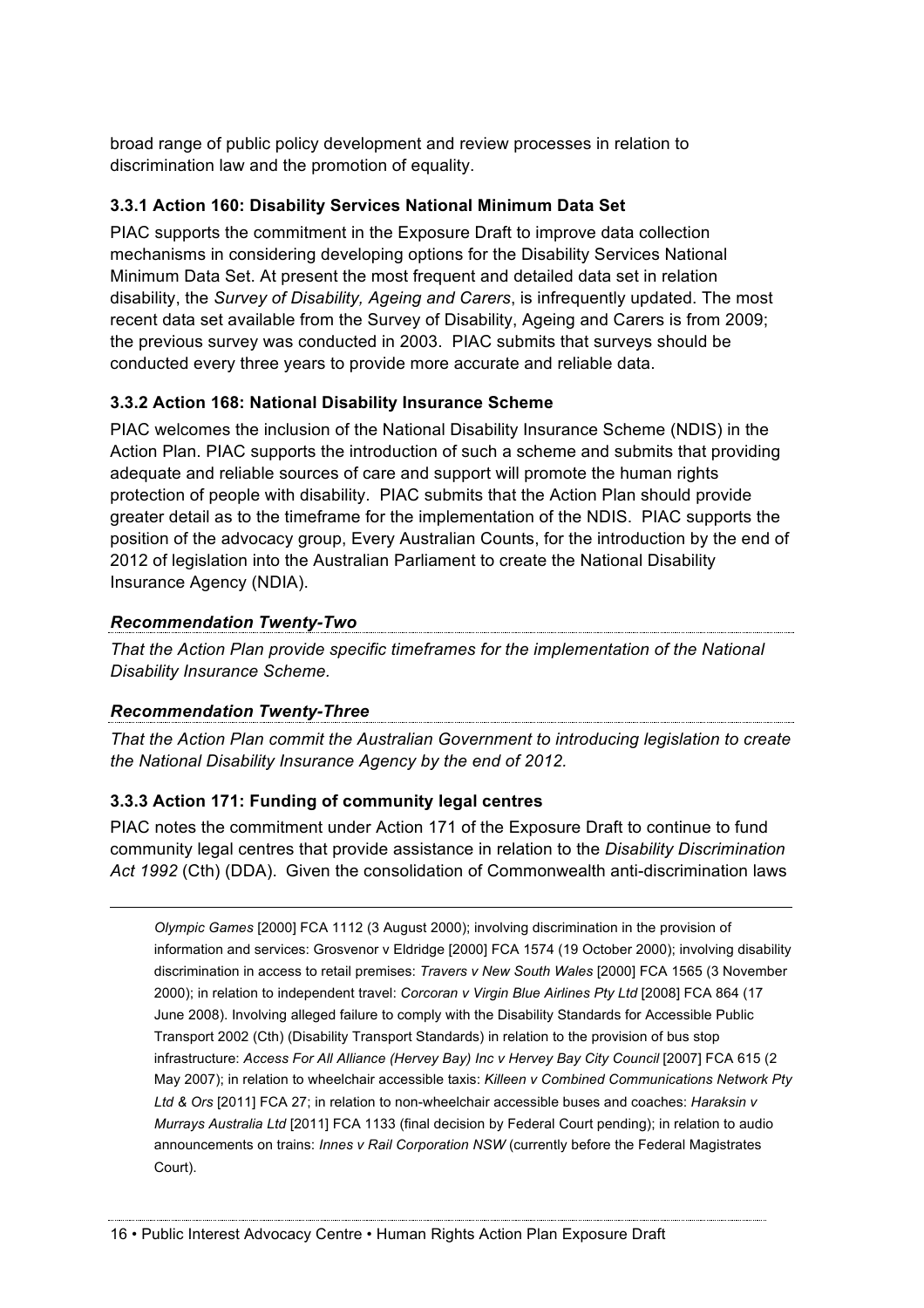broad range of public policy development and review processes in relation to discrimination law and the promotion of equality.

### 3.3.1 Action 160: Disability Services National Minimum Data Set

PIAC supports the commitment in the Exposure Draft to improve data collection mechanisms in considering developing options for the Disability Services National Minimum Data Set. At present the most frequent and detailed data set in relation disability, the *Survey of Disability, Ageing and Carers*, is infrequently updated. The most recent data set available from the Survey of Disability, Ageing and Carers is from 2009; the previous survey was conducted in 2003. PIAC submits that surveys should be conducted every three years to provide more accurate and reliable data.

### 3.3.2 Action 168: National Disability Insurance Scheme

PIAC welcomes the inclusion of the National Disability Insurance Scheme (NDIS) in the Action Plan. PIAC supports the introduction of such a scheme and submits that providing adequate and reliable sources of care and support will promote the human rights protection of people with disability. PIAC submits that the Action Plan should provide greater detail as to the timeframe for the implementation of the NDIS. PIAC supports the position of the advocacy group, Every Australian Counts, for the introduction by the end of 2012 of legislation into the Australian Parliament to create the National Disability Insurance Agency (NDIA).

***Recommendation Twenty-Two***

*That the Action Plan provide specific timeframes for the implementation of the National Disability Insurance Scheme.*

***Recommendation Twenty-Three***

*That the Action Plan commit the Australian Government to introducing legislation to create the National Disability Insurance Agency by the end of 2012.*

### 3.3.3 Action 171: Funding of community legal centres

PIAC notes the commitment under Action 171 of the Exposure Draft to continue to fund community legal centres that provide assistance in relation to the *Disability Discrimination Act 1992* (Cth) (DDA). Given the consolidation of Commonwealth anti-discrimination laws

---

*Olympic Games* [2000] FCA 1112 (3 August 2000); involving discrimination in the provision of information and services: Grosvenor v Eldridge [2000] FCA 1574 (19 October 2000); involving disability discrimination in access to retail premises: *Travers v New South Wales* [2000] FCA 1565 (3 November 2000); in relation to independent travel: *Corcoran v Virgin Blue Airlines Pty Ltd* [2008] FCA 864 (17 June 2008). Involving alleged failure to comply with the Disability Standards for Accessible Public Transport 2002 (Cth) (Disability Transport Standards) in relation to the provision of bus stop infrastructure: *Access For All Alliance (Hervey Bay) Inc v Hervey Bay City Council* [2007] FCA 615 (2 May 2007); in relation to wheelchair accessible taxis: *Killeen v Combined Communications Network Pty Ltd & Ors* [2011] FCA 27; in relation to non-wheelchair accessible buses and coaches: *Haraksin v Murrays Australia Ltd* [2011] FCA 1133 (final decision by Federal Court pending); in relation to audio announcements on trains: *Innes v Rail Corporation NSW* (currently before the Federal Magistrates Court).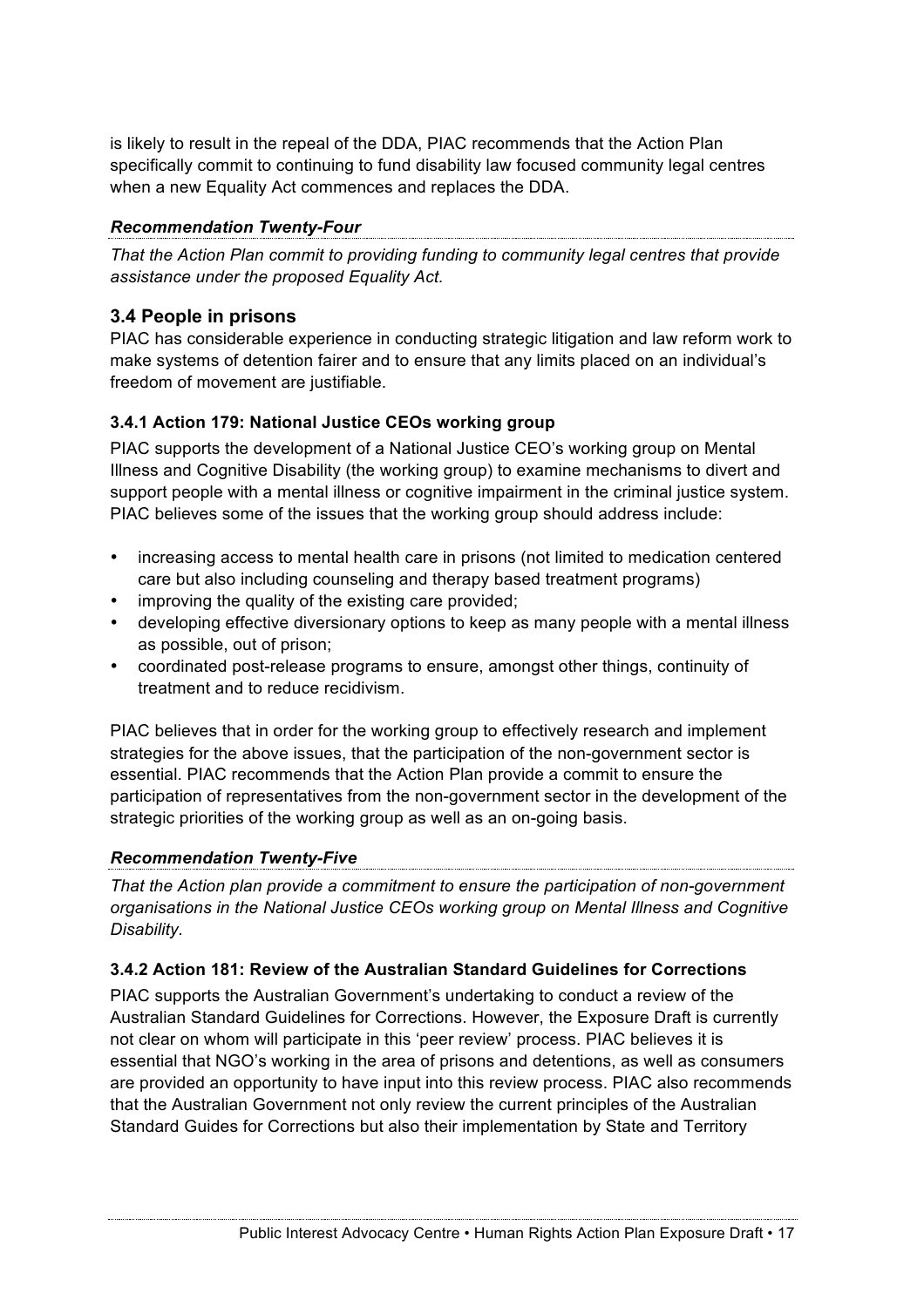is likely to result in the repeal of the DDA, PIAC recommends that the Action Plan specifically commit to continuing to fund disability law focused community legal centres when a new Equality Act commences and replaces the DDA.

***Recommendation Twenty-Four***

*That the Action Plan commit to providing funding to community legal centres that provide assistance under the proposed Equality Act.*

## 3.4 People in prisons

PIAC has considerable experience in conducting strategic litigation and law reform work to make systems of detention fairer and to ensure that any limits placed on an individual's freedom of movement are justifiable.

### 3.4.1 Action 179: National Justice CEOs working group

PIAC supports the development of a National Justice CEO's working group on Mental Illness and Cognitive Disability (the working group) to examine mechanisms to divert and support people with a mental illness or cognitive impairment in the criminal justice system. PIAC believes some of the issues that the working group should address include:

- increasing access to mental health care in prisons (not limited to medication centered care but also including counseling and therapy based treatment programs)
- improving the quality of the existing care provided;
- developing effective diversionary options to keep as many people with a mental illness as possible, out of prison;
- coordinated post-release programs to ensure, amongst other things, continuity of treatment and to reduce recidivism.

PIAC believes that in order for the working group to effectively research and implement strategies for the above issues, that the participation of the non-government sector is essential. PIAC recommends that the Action Plan provide a commit to ensure the participation of representatives from the non-government sector in the development of the strategic priorities of the working group as well as an on-going basis.

***Recommendation Twenty-Five***

*That the Action plan provide a commitment to ensure the participation of non-government organisations in the National Justice CEOs working group on Mental Illness and Cognitive Disability.*

### 3.4.2 Action 181: Review of the Australian Standard Guidelines for Corrections

PIAC supports the Australian Government's undertaking to conduct a review of the Australian Standard Guidelines for Corrections. However, the Exposure Draft is currently not clear on whom will participate in this 'peer review' process. PIAC believes it is essential that NGO's working in the area of prisons and detentions, as well as consumers are provided an opportunity to have input into this review process. PIAC also recommends that the Australian Government not only review the current principles of the Australian Standard Guides for Corrections but also their implementation by State and Territory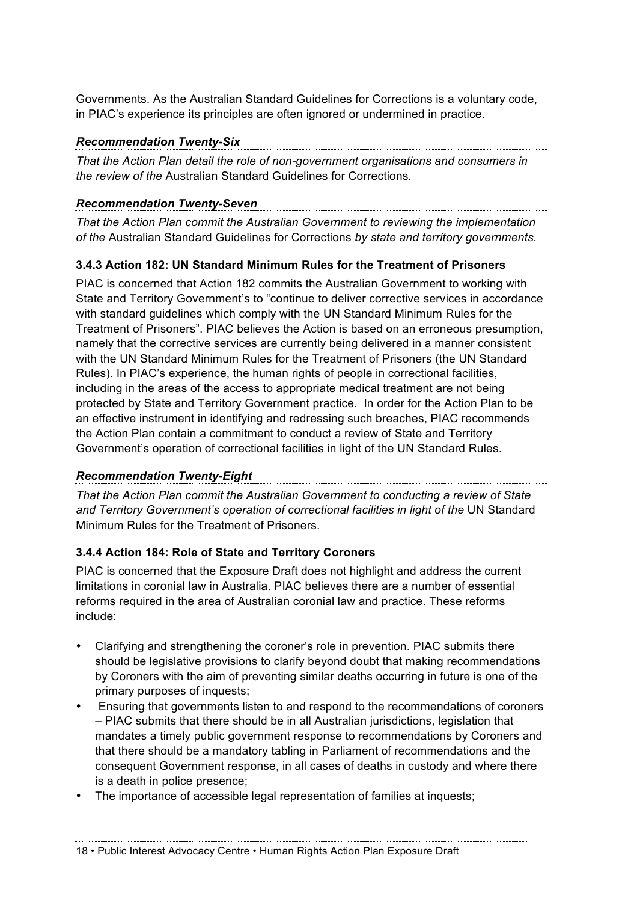Governments. As the Australian Standard Guidelines for Corrections is a voluntary code, in PIAC's experience its principles are often ignored or undermined in practice.

***Recommendation Twenty-Six***

*That the Action Plan detail the role of non-government organisations and consumers in the review of the* Australian Standard Guidelines for Corrections.

***Recommendation Twenty-Seven***

*That the Action Plan commit the Australian Government to reviewing the implementation of the* Australian Standard Guidelines for Corrections *by state and territory governments.*

### 3.4.3 Action 182: UN Standard Minimum Rules for the Treatment of Prisoners

PIAC is concerned that Action 182 commits the Australian Government to working with State and Territory Government's to "continue to deliver corrective services in accordance with standard guidelines which comply with the UN Standard Minimum Rules for the Treatment of Prisoners". PIAC believes the Action is based on an erroneous presumption, namely that the corrective services are currently being delivered in a manner consistent with the UN Standard Minimum Rules for the Treatment of Prisoners (the UN Standard Rules). In PIAC's experience, the human rights of people in correctional facilities, including in the areas of the access to appropriate medical treatment are not being protected by State and Territory Government practice. In order for the Action Plan to be an effective instrument in identifying and redressing such breaches, PIAC recommends the Action Plan contain a commitment to conduct a review of State and Territory Government's operation of correctional facilities in light of the UN Standard Rules.

***Recommendation Twenty-Eight***

*That the Action Plan commit the Australian Government to conducting a review of State and Territory Government's operation of correctional facilities in light of the* UN Standard Minimum Rules for the Treatment of Prisoners.

### 3.4.4 Action 184: Role of State and Territory Coroners

PIAC is concerned that the Exposure Draft does not highlight and address the current limitations in coronial law in Australia. PIAC believes there are a number of essential reforms required in the area of Australian coronial law and practice. These reforms include:

- Clarifying and strengthening the coroner's role in prevention. PIAC submits there should be legislative provisions to clarify beyond doubt that making recommendations by Coroners with the aim of preventing similar deaths occurring in future is one of the primary purposes of inquests;
- Ensuring that governments listen to and respond to the recommendations of coroners – PIAC submits that there should be in all Australian jurisdictions, legislation that mandates a timely public government response to recommendations by Coroners and that there should be a mandatory tabling in Parliament of recommendations and the consequent Government response, in all cases of deaths in custody and where there is a death in police presence;
- The importance of accessible legal representation of families at inquests;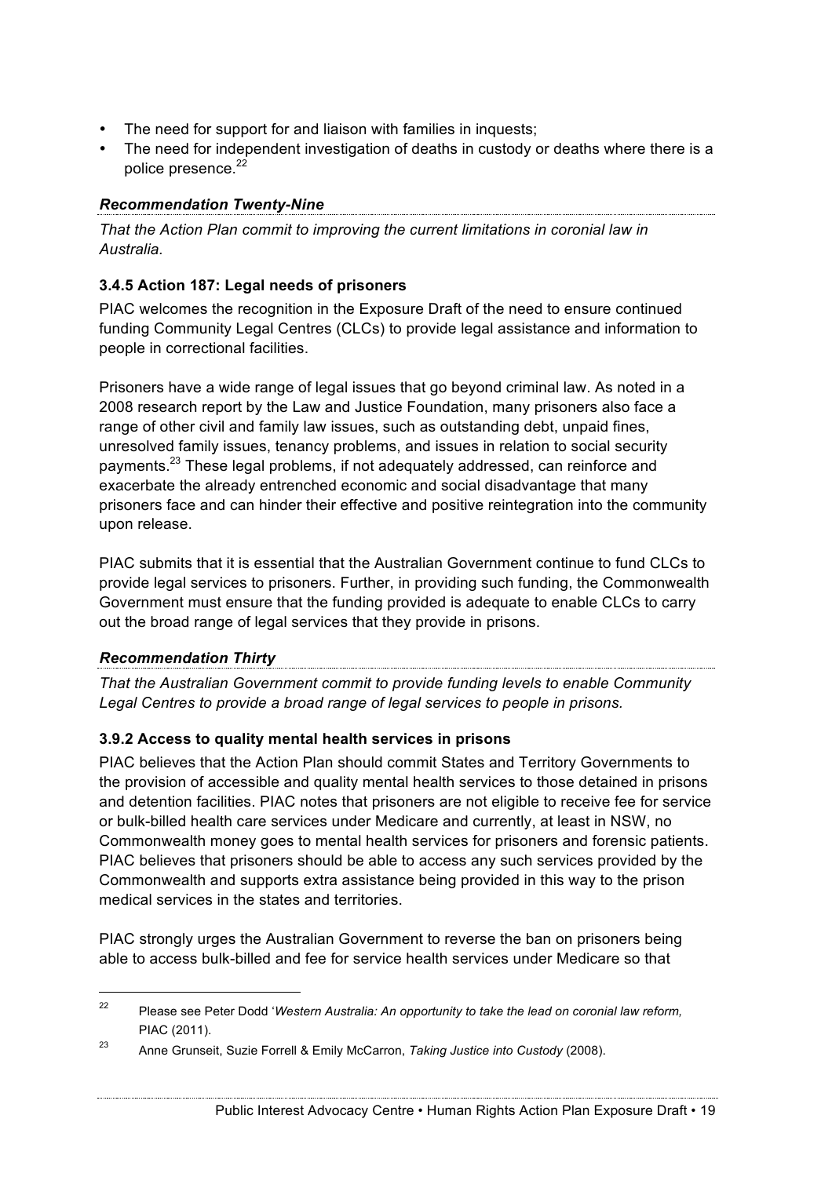- The need for support for and liaison with families in inquests;
- The need for independent investigation of deaths in custody or deaths where there is a police presence.[22]

#### *Recommendation Twenty-Nine*

*That the Action Plan commit to improving the current limitations in coronial law in Australia.*

### 3.4.5 Action 187: Legal needs of prisoners

PIAC welcomes the recognition in the Exposure Draft of the need to ensure continued funding Community Legal Centres (CLCs) to provide legal assistance and information to people in correctional facilities.

Prisoners have a wide range of legal issues that go beyond criminal law. As noted in a 2008 research report by the Law and Justice Foundation, many prisoners also face a range of other civil and family law issues, such as outstanding debt, unpaid fines, unresolved family issues, tenancy problems, and issues in relation to social security payments.[23] These legal problems, if not adequately addressed, can reinforce and exacerbate the already entrenched economic and social disadvantage that many prisoners face and can hinder their effective and positive reintegration into the community upon release.

PIAC submits that it is essential that the Australian Government continue to fund CLCs to provide legal services to prisoners. Further, in providing such funding, the Commonwealth Government must ensure that the funding provided is adequate to enable CLCs to carry out the broad range of legal services that they provide in prisons.

#### *Recommendation Thirty*

*That the Australian Government commit to provide funding levels to enable Community Legal Centres to provide a broad range of legal services to people in prisons.*

### 3.9.2 Access to quality mental health services in prisons

PIAC believes that the Action Plan should commit States and Territory Governments to the provision of accessible and quality mental health services to those detained in prisons and detention facilities. PIAC notes that prisoners are not eligible to receive fee for service or bulk-billed health care services under Medicare and currently, at least in NSW, no Commonwealth money goes to mental health services for prisoners and forensic patients. PIAC believes that prisoners should be able to access any such services provided by the Commonwealth and supports extra assistance being provided in this way to the prison medical services in the states and territories.

PIAC strongly urges the Australian Government to reverse the ban on prisoners being able to access bulk-billed and fee for service health services under Medicare so that

---

[22] Please see Peter Dodd '*Western Australia: An opportunity to take the lead on coronial law reform,* PIAC (2011).

[23] Anne Grunseit, Suzie Forrell & Emily McCarron, *Taking Justice into Custody* (2008).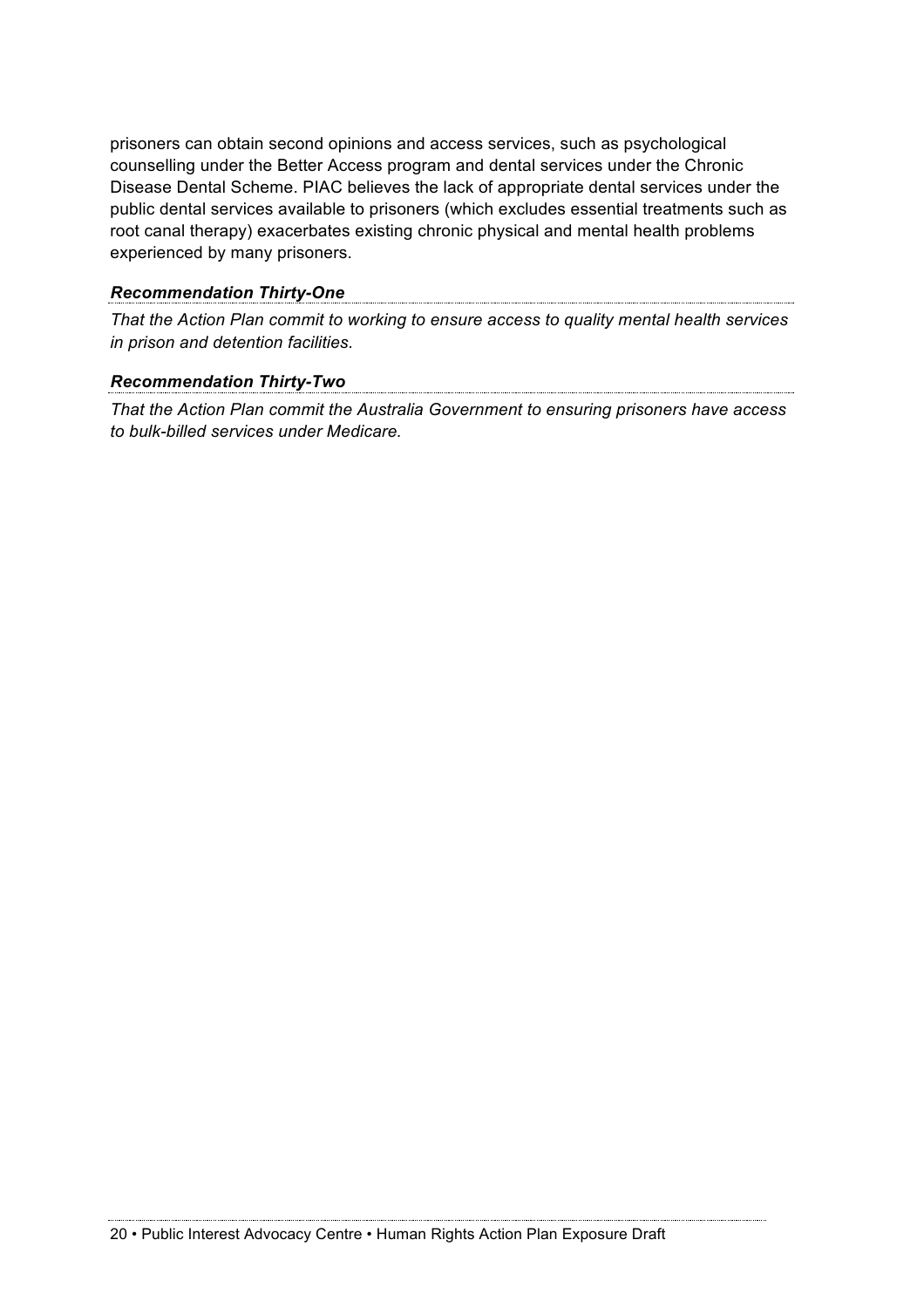prisoners can obtain second opinions and access services, such as psychological counselling under the Better Access program and dental services under the Chronic Disease Dental Scheme. PIAC believes the lack of appropriate dental services under the public dental services available to prisoners (which excludes essential treatments such as root canal therapy) exacerbates existing chronic physical and mental health problems experienced by many prisoners.

***Recommendation Thirty-One***

*That the Action Plan commit to working to ensure access to quality mental health services in prison and detention facilities.*

***Recommendation Thirty-Two***

*That the Action Plan commit the Australia Government to ensuring prisoners have access to bulk-billed services under Medicare.*